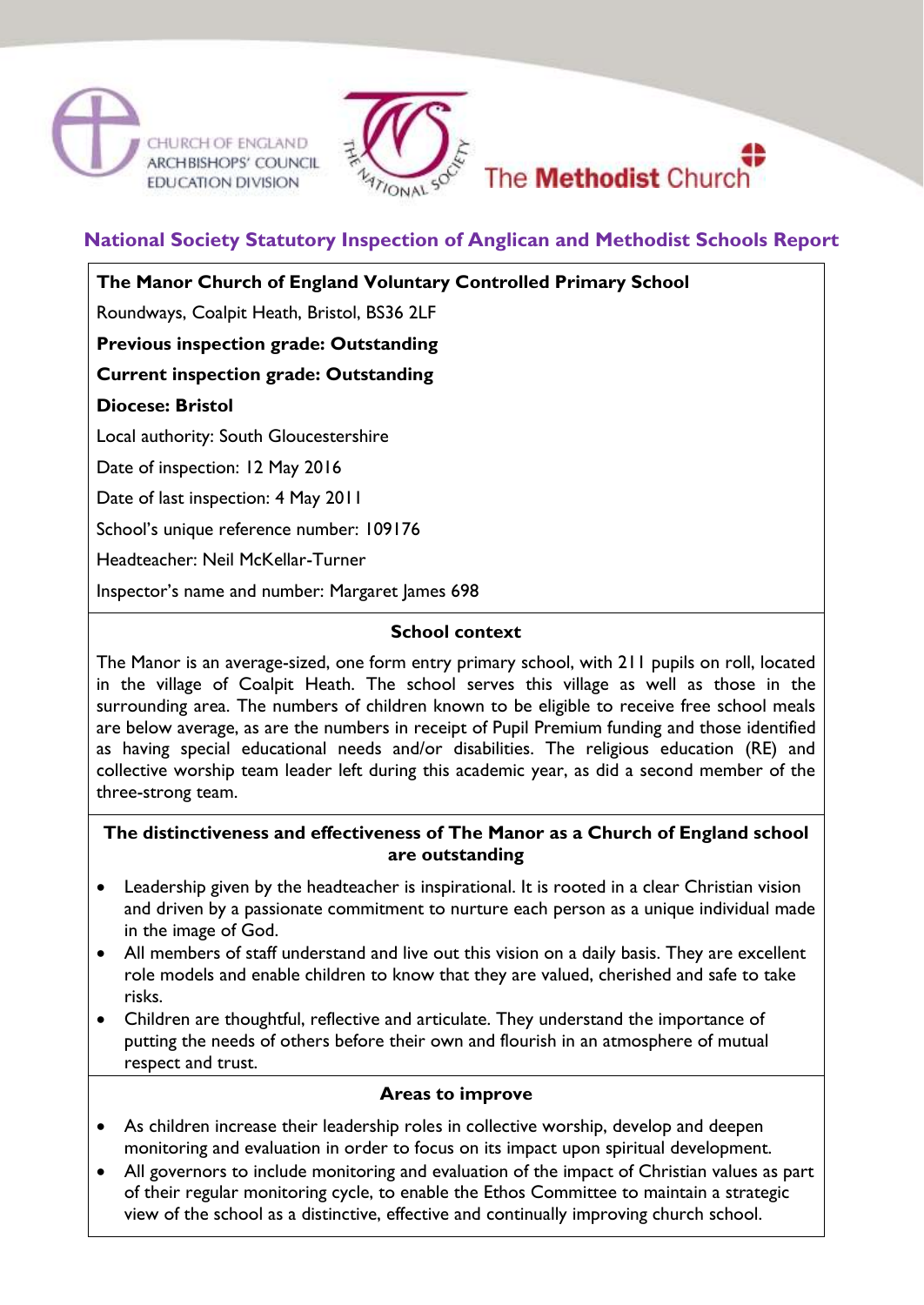CHURCH OF ENGLAND ARCHBISHOPS' COUNCIL EDUCATION DIVISION

The Methodist Church

## National Society Statutory Inspection of Anglican and Methodist Schools Report

**The Manor Church of England Voluntary Controlled Primary School**

Roundways, Coalpit Heath, Bristol, BS36 2LF

**Previous inspection grade: Outstanding**

**Current inspection grade: Outstanding**

**Diocese: Bristol**

Local authority: South Gloucestershire

Date of inspection: 12 May 2016

Date of last inspection: 4 May 2011

School's unique reference number: 109176

Headteacher: Neil McKellar-Turner

Inspector's name and number: Margaret James 698

### School context

The Manor is an average-sized, one form entry primary school, with 211 pupils on roll, located in the village of Coalpit Heath. The school serves this village as well as those in the surrounding area. The numbers of children known to be eligible to receive free school meals are below average, as are the numbers in receipt of Pupil Premium funding and those identified as having special educational needs and/or disabilities. The religious education (RE) and collective worship team leader left during this academic year, as did a second member of the three-strong team.

### The distinctiveness and effectiveness of The Manor as a Church of England school are outstanding

- Leadership given by the headteacher is inspirational. It is rooted in a clear Christian vision and driven by a passionate commitment to nurture each person as a unique individual made in the image of God.
- All members of staff understand and live out this vision on a daily basis. They are excellent role models and enable children to know that they are valued, cherished and safe to take risks.
- Children are thoughtful, reflective and articulate. They understand the importance of putting the needs of others before their own and flourish in an atmosphere of mutual respect and trust.

### Areas to improve

- As children increase their leadership roles in collective worship, develop and deepen monitoring and evaluation in order to focus on its impact upon spiritual development.
- All governors to include monitoring and evaluation of the impact of Christian values as part of their regular monitoring cycle, to enable the Ethos Committee to maintain a strategic view of the school as a distinctive, effective and continually improving church school.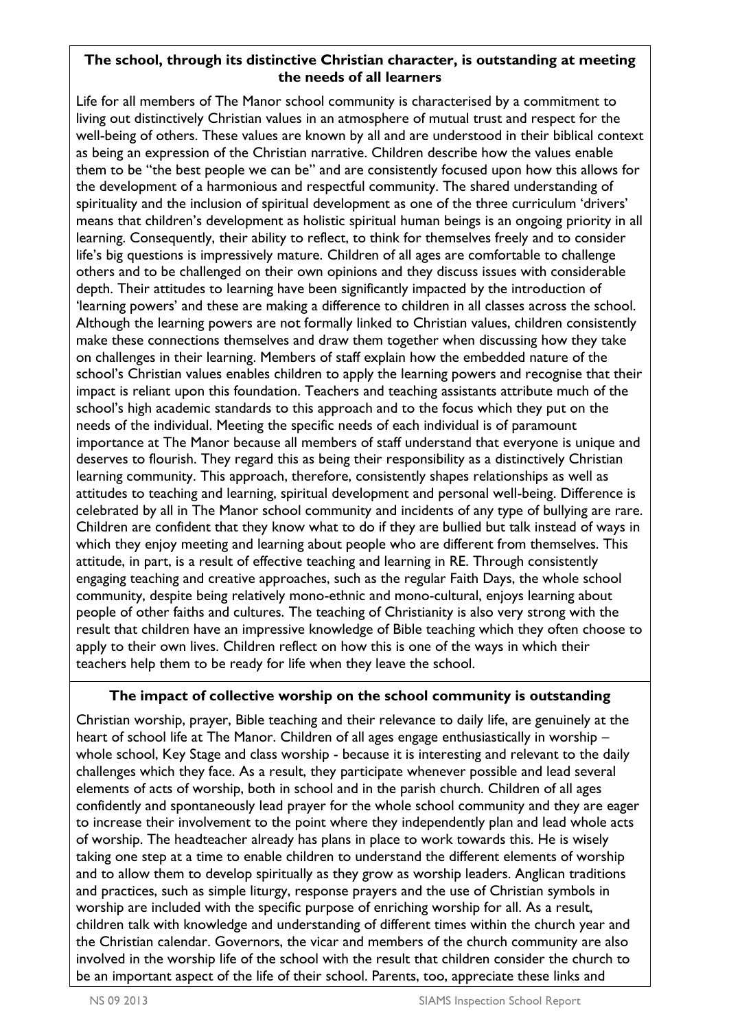**The school, through its distinctive Christian character, is outstanding at meeting the needs of all learners**

Life for all members of The Manor school community is characterised by a commitment to living out distinctively Christian values in an atmosphere of mutual trust and respect for the well-being of others. These values are known by all and are understood in their biblical context as being an expression of the Christian narrative. Children describe how the values enable them to be "the best people we can be" and are consistently focused upon how this allows for the development of a harmonious and respectful community. The shared understanding of spirituality and the inclusion of spiritual development as one of the three curriculum 'drivers' means that children's development as holistic spiritual human beings is an ongoing priority in all learning. Consequently, their ability to reflect, to think for themselves freely and to consider life's big questions is impressively mature. Children of all ages are comfortable to challenge others and to be challenged on their own opinions and they discuss issues with considerable depth. Their attitudes to learning have been significantly impacted by the introduction of 'learning powers' and these are making a difference to children in all classes across the school. Although the learning powers are not formally linked to Christian values, children consistently make these connections themselves and draw them together when discussing how they take on challenges in their learning. Members of staff explain how the embedded nature of the school's Christian values enables children to apply the learning powers and recognise that their impact is reliant upon this foundation. Teachers and teaching assistants attribute much of the school's high academic standards to this approach and to the focus which they put on the needs of the individual. Meeting the specific needs of each individual is of paramount importance at The Manor because all members of staff understand that everyone is unique and deserves to flourish. They regard this as being their responsibility as a distinctively Christian learning community. This approach, therefore, consistently shapes relationships as well as attitudes to teaching and learning, spiritual development and personal well-being. Difference is celebrated by all in The Manor school community and incidents of any type of bullying are rare. Children are confident that they know what to do if they are bullied but talk instead of ways in which they enjoy meeting and learning about people who are different from themselves. This attitude, in part, is a result of effective teaching and learning in RE. Through consistently engaging teaching and creative approaches, such as the regular Faith Days, the whole school community, despite being relatively mono-ethnic and mono-cultural, enjoys learning about people of other faiths and cultures. The teaching of Christianity is also very strong with the result that children have an impressive knowledge of Bible teaching which they often choose to apply to their own lives. Children reflect on how this is one of the ways in which their teachers help them to be ready for life when they leave the school.

**The impact of collective worship on the school community is outstanding**

Christian worship, prayer, Bible teaching and their relevance to daily life, are genuinely at the heart of school life at The Manor. Children of all ages engage enthusiastically in worship – whole school, Key Stage and class worship - because it is interesting and relevant to the daily challenges which they face. As a result, they participate whenever possible and lead several elements of acts of worship, both in school and in the parish church. Children of all ages confidently and spontaneously lead prayer for the whole school community and they are eager to increase their involvement to the point where they independently plan and lead whole acts of worship. The headteacher already has plans in place to work towards this. He is wisely taking one step at a time to enable children to understand the different elements of worship and to allow them to develop spiritually as they grow as worship leaders. Anglican traditions and practices, such as simple liturgy, response prayers and the use of Christian symbols in worship are included with the specific purpose of enriching worship for all. As a result, children talk with knowledge and understanding of different times within the church year and the Christian calendar. Governors, the vicar and members of the church community are also involved in the worship life of the school with the result that children consider the church to be an important aspect of the life of their school. Parents, too, appreciate these links and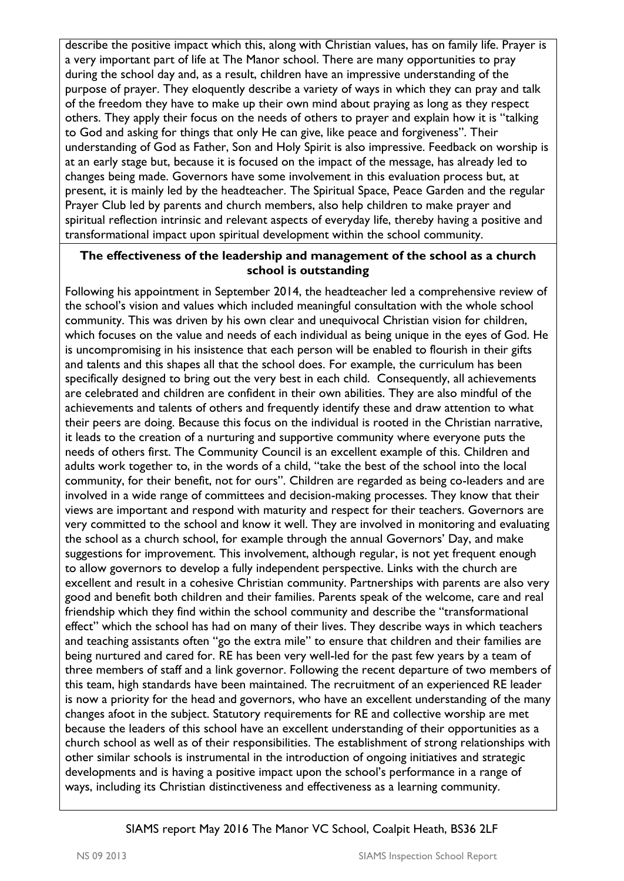describe the positive impact which this, along with Christian values, has on family life. Prayer is a very important part of life at The Manor school. There are many opportunities to pray during the school day and, as a result, children have an impressive understanding of the purpose of prayer. They eloquently describe a variety of ways in which they can pray and talk of the freedom they have to make up their own mind about praying as long as they respect others. They apply their focus on the needs of others to prayer and explain how it is "talking to God and asking for things that only He can give, like peace and forgiveness". Their understanding of God as Father, Son and Holy Spirit is also impressive. Feedback on worship is at an early stage but, because it is focused on the impact of the message, has already led to changes being made. Governors have some involvement in this evaluation process but, at present, it is mainly led by the headteacher. The Spiritual Space, Peace Garden and the regular Prayer Club led by parents and church members, also help children to make prayer and spiritual reflection intrinsic and relevant aspects of everyday life, thereby having a positive and transformational impact upon spiritual development within the school community.

**The effectiveness of the leadership and management of the school as a church school is outstanding**

Following his appointment in September 2014, the headteacher led a comprehensive review of the school's vision and values which included meaningful consultation with the whole school community. This was driven by his own clear and unequivocal Christian vision for children, which focuses on the value and needs of each individual as being unique in the eyes of God. He is uncompromising in his insistence that each person will be enabled to flourish in their gifts and talents and this shapes all that the school does. For example, the curriculum has been specifically designed to bring out the very best in each child. Consequently, all achievements are celebrated and children are confident in their own abilities. They are also mindful of the achievements and talents of others and frequently identify these and draw attention to what their peers are doing. Because this focus on the individual is rooted in the Christian narrative, it leads to the creation of a nurturing and supportive community where everyone puts the needs of others first. The Community Council is an excellent example of this. Children and adults work together to, in the words of a child, "take the best of the school into the local community, for their benefit, not for ours". Children are regarded as being co-leaders and are involved in a wide range of committees and decision-making processes. They know that their views are important and respond with maturity and respect for their teachers. Governors are very committed to the school and know it well. They are involved in monitoring and evaluating the school as a church school, for example through the annual Governors' Day, and make suggestions for improvement. This involvement, although regular, is not yet frequent enough to allow governors to develop a fully independent perspective. Links with the church are excellent and result in a cohesive Christian community. Partnerships with parents are also very good and benefit both children and their families. Parents speak of the welcome, care and real friendship which they find within the school community and describe the "transformational effect" which the school has had on many of their lives. They describe ways in which teachers and teaching assistants often "go the extra mile" to ensure that children and their families are being nurtured and cared for. RE has been very well-led for the past few years by a team of three members of staff and a link governor. Following the recent departure of two members of this team, high standards have been maintained. The recruitment of an experienced RE leader is now a priority for the head and governors, who have an excellent understanding of the many changes afoot in the subject. Statutory requirements for RE and collective worship are met because the leaders of this school have an excellent understanding of their opportunities as a church school as well as of their responsibilities. The establishment of strong relationships with other similar schools is instrumental in the introduction of ongoing initiatives and strategic developments and is having a positive impact upon the school's performance in a range of ways, including its Christian distinctiveness and effectiveness as a learning community.

SIAMS report May 2016 The Manor VC School, Coalpit Heath, BS36 2LF